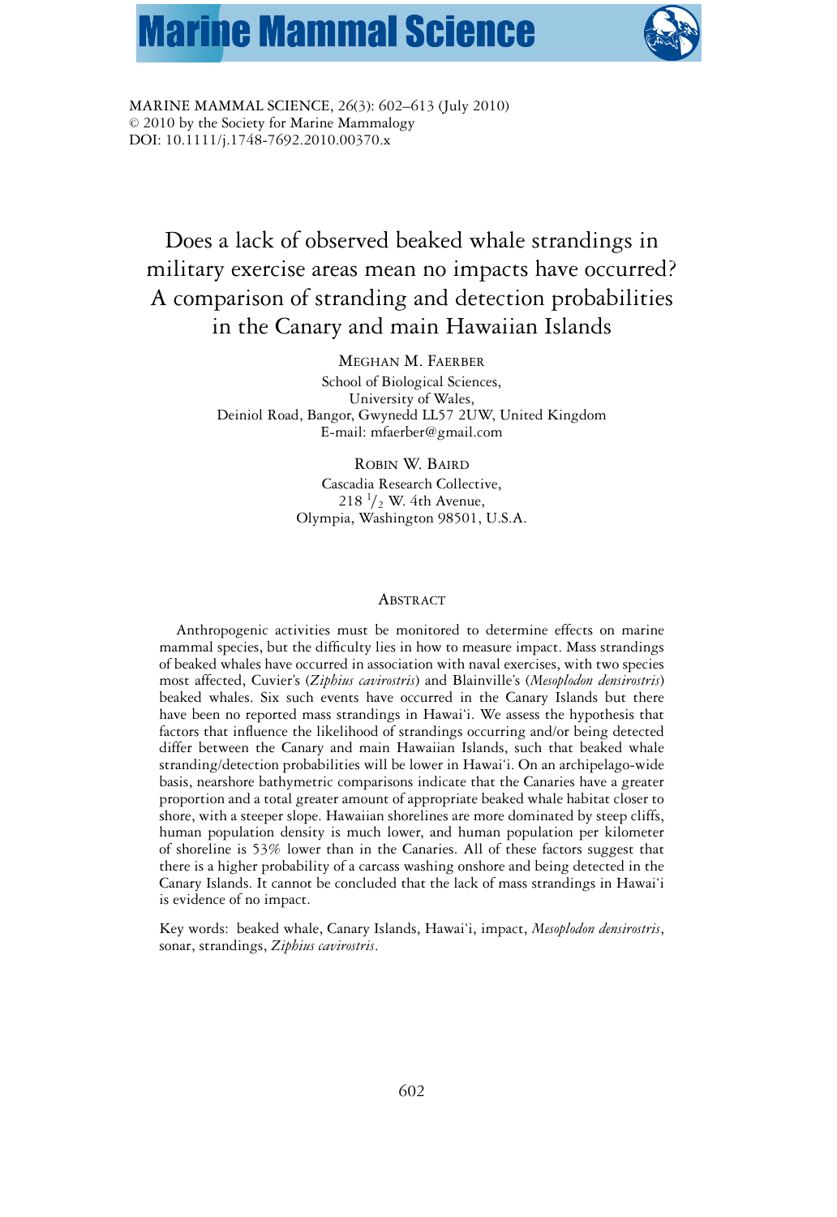MARINE MAMMAL SCIENCE, 26(3): 602–613 (July 2010)
© 2010 by the Society for Marine Mammalogy
DOI: 10.1111/j.1748-7692.2010.00370.x

# Does a lack of observed beaked whale strandings in military exercise areas mean no impacts have occurred? A comparison of stranding and detection probabilities in the Canary and main Hawaiian Islands

MEGHAN M. FAERBER

School of Biological Sciences,
University of Wales,
Deiniol Road, Bangor, Gwynedd LL57 2UW, United Kingdom
E-mail: mfaerber@gmail.com

ROBIN W. BAIRD

Cascadia Research Collective,
218 1/2 W. 4th Avenue,
Olympia, Washington 98501, U.S.A.

## ABSTRACT

Anthropogenic activities must be monitored to determine effects on marine mammal species, but the difficulty lies in how to measure impact. Mass strandings of beaked whales have occurred in association with naval exercises, with two species most affected, Cuvier's (*Ziphius cavirostris*) and Blainville's (*Mesoplodon densirostris*) beaked whales. Six such events have occurred in the Canary Islands but there have been no reported mass strandings in Hawai'i. We assess the hypothesis that factors that influence the likelihood of strandings occurring and/or being detected differ between the Canary and main Hawaiian Islands, such that beaked whale stranding/detection probabilities will be lower in Hawai'i. On an archipelago-wide basis, nearshore bathymetric comparisons indicate that the Canaries have a greater proportion and a total greater amount of appropriate beaked whale habitat closer to shore, with a steeper slope. Hawaiian shorelines are more dominated by steep cliffs, human population density is much lower, and human population per kilometer of shoreline is 53% lower than in the Canaries. All of these factors suggest that there is a higher probability of a carcass washing onshore and being detected in the Canary Islands. It cannot be concluded that the lack of mass strandings in Hawai'i is evidence of no impact.

Key words: beaked whale, Canary Islands, Hawai'i, impact, *Mesoplodon densirostris*, sonar, strandings, *Ziphius cavirostris*.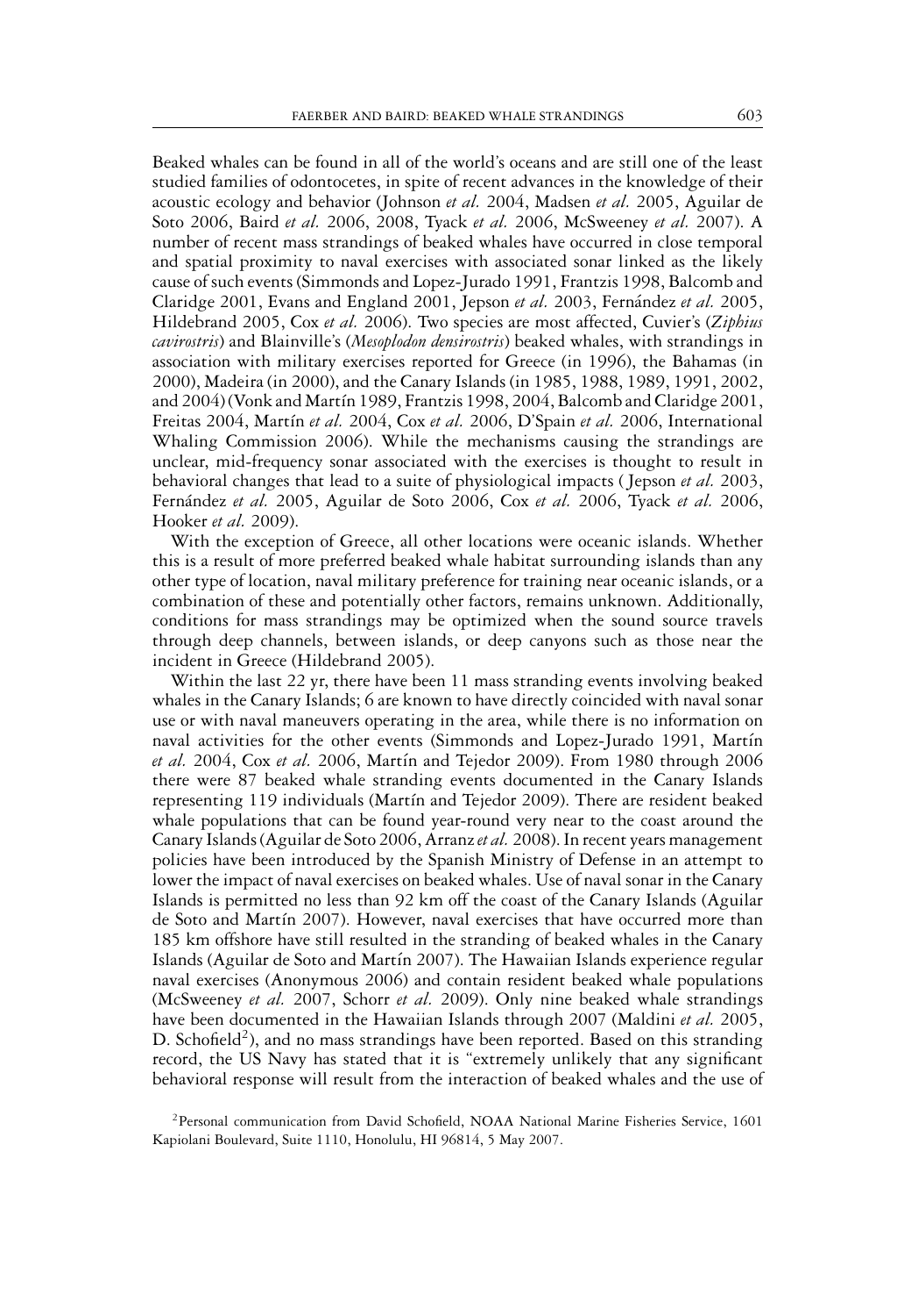Beaked whales can be found in all of the world's oceans and are still one of the least studied families of odontocetes, in spite of recent advances in the knowledge of their acoustic ecology and behavior (Johnson *et al.* 2004, Madsen *et al.* 2005, Aguilar de Soto 2006, Baird *et al.* 2006, 2008, Tyack *et al.* 2006, McSweeney *et al.* 2007). A number of recent mass strandings of beaked whales have occurred in close temporal and spatial proximity to naval exercises with associated sonar linked as the likely cause of such events (Simmonds and Lopez-Jurado 1991, Frantzis 1998, Balcomb and Claridge 2001, Evans and England 2001, Jepson *et al.* 2003, Fernández *et al.* 2005, Hildebrand 2005, Cox *et al.* 2006). Two species are most affected, Cuvier's (*Ziphius cavirostris*) and Blainville's (*Mesoplodon densirostris*) beaked whales, with strandings in association with military exercises reported for Greece (in 1996), the Bahamas (in 2000), Madeira (in 2000), and the Canary Islands (in 1985, 1988, 1989, 1991, 2002, and 2004) (Vonk and Martín 1989, Frantzis 1998, 2004, Balcomb and Claridge 2001, Freitas 2004, Martín *et al.* 2004, Cox *et al.* 2006, D'Spain *et al.* 2006, International Whaling Commission 2006). While the mechanisms causing the strandings are unclear, mid-frequency sonar associated with the exercises is thought to result in behavioral changes that lead to a suite of physiological impacts (Jepson *et al.* 2003, Fernández *et al.* 2005, Aguilar de Soto 2006, Cox *et al.* 2006, Tyack *et al.* 2006, Hooker *et al.* 2009).

With the exception of Greece, all other locations were oceanic islands. Whether this is a result of more preferred beaked whale habitat surrounding islands than any other type of location, naval military preference for training near oceanic islands, or a combination of these and potentially other factors, remains unknown. Additionally, conditions for mass strandings may be optimized when the sound source travels through deep channels, between islands, or deep canyons such as those near the incident in Greece (Hildebrand 2005).

Within the last 22 yr, there have been 11 mass stranding events involving beaked whales in the Canary Islands; 6 are known to have directly coincided with naval sonar use or with naval maneuvers operating in the area, while there is no information on naval activities for the other events (Simmonds and Lopez-Jurado 1991, Martín *et al.* 2004, Cox *et al.* 2006, Martín and Tejedor 2009). From 1980 through 2006 there were 87 beaked whale stranding events documented in the Canary Islands representing 119 individuals (Martín and Tejedor 2009). There are resident beaked whale populations that can be found year-round very near to the coast around the Canary Islands (Aguilar de Soto 2006, Arranz *et al.* 2008). In recent years management policies have been introduced by the Spanish Ministry of Defense in an attempt to lower the impact of naval exercises on beaked whales. Use of naval sonar in the Canary Islands is permitted no less than 92 km off the coast of the Canary Islands (Aguilar de Soto and Martín 2007). However, naval exercises that have occurred more than 185 km offshore have still resulted in the stranding of beaked whales in the Canary Islands (Aguilar de Soto and Martín 2007). The Hawaiian Islands experience regular naval exercises (Anonymous 2006) and contain resident beaked whale populations (McSweeney *et al.* 2007, Schorr *et al.* 2009). Only nine beaked whale strandings have been documented in the Hawaiian Islands through 2007 (Maldini *et al.* 2005, D. Schofield[2]), and no mass strandings have been reported. Based on this stranding record, the US Navy has stated that it is "extremely unlikely that any significant behavioral response will result from the interaction of beaked whales and the use of

[2]Personal communication from David Schofield, NOAA National Marine Fisheries Service, 1601 Kapiolani Boulevard, Suite 1110, Honolulu, HI 96814, 5 May 2007.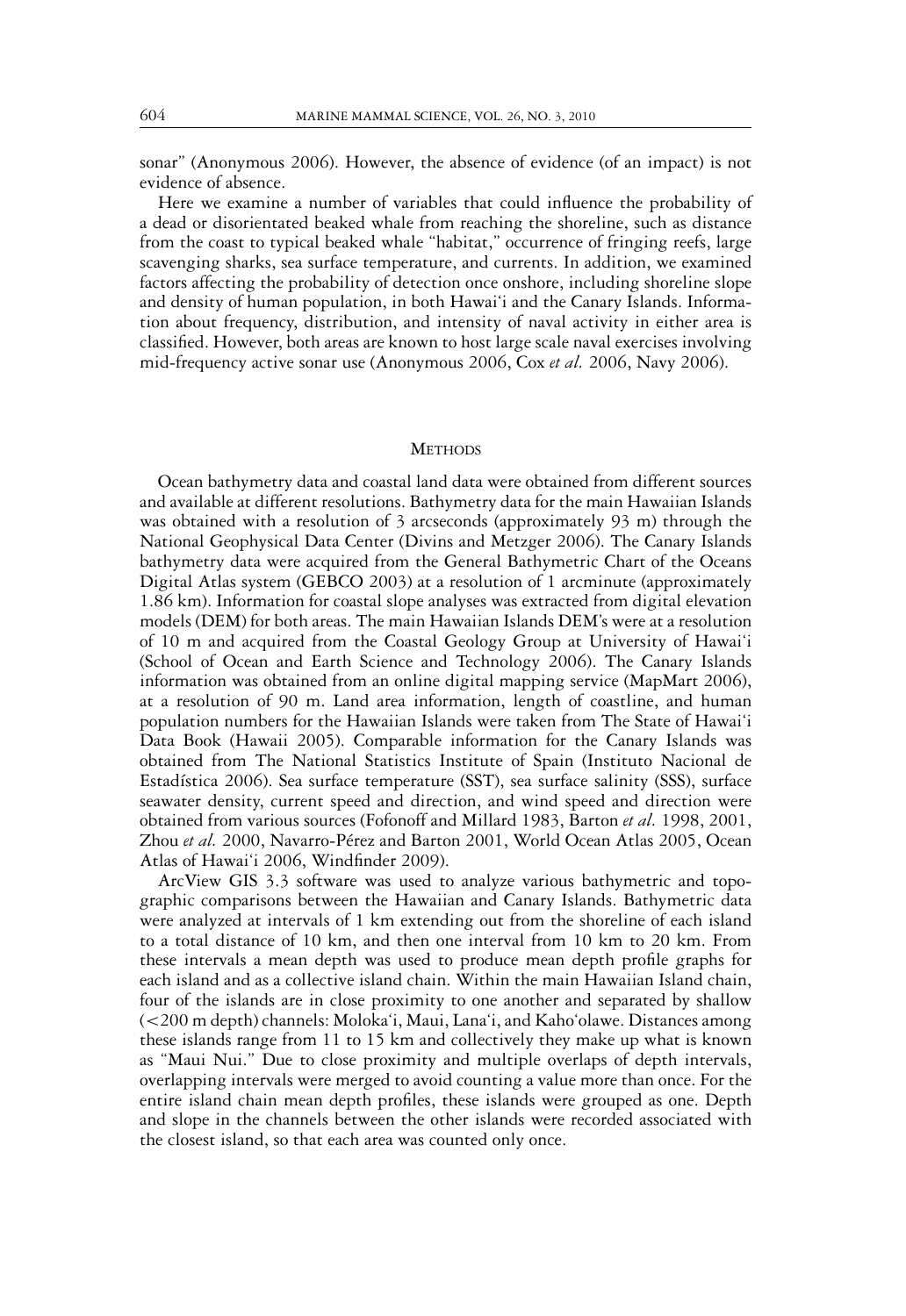sonar" (Anonymous 2006). However, the absence of evidence (of an impact) is not evidence of absence.

Here we examine a number of variables that could influence the probability of a dead or disorientated beaked whale from reaching the shoreline, such as distance from the coast to typical beaked whale "habitat," occurrence of fringing reefs, large scavenging sharks, sea surface temperature, and currents. In addition, we examined factors affecting the probability of detection once onshore, including shoreline slope and density of human population, in both Hawai'i and the Canary Islands. Information about frequency, distribution, and intensity of naval activity in either area is classified. However, both areas are known to host large scale naval exercises involving mid-frequency active sonar use (Anonymous 2006, Cox *et al.* 2006, Navy 2006).

## Methods

Ocean bathymetry data and coastal land data were obtained from different sources and available at different resolutions. Bathymetry data for the main Hawaiian Islands was obtained with a resolution of 3 arcseconds (approximately 93 m) through the National Geophysical Data Center (Divins and Metzger 2006). The Canary Islands bathymetry data were acquired from the General Bathymetric Chart of the Oceans Digital Atlas system (GEBCO 2003) at a resolution of 1 arcminute (approximately 1.86 km). Information for coastal slope analyses was extracted from digital elevation models (DEM) for both areas. The main Hawaiian Islands DEM's were at a resolution of 10 m and acquired from the Coastal Geology Group at University of Hawai'i (School of Ocean and Earth Science and Technology 2006). The Canary Islands information was obtained from an online digital mapping service (MapMart 2006), at a resolution of 90 m. Land area information, length of coastline, and human population numbers for the Hawaiian Islands were taken from The State of Hawai'i Data Book (Hawaii 2005). Comparable information for the Canary Islands was obtained from The National Statistics Institute of Spain (Instituto Nacional de Estadística 2006). Sea surface temperature (SST), sea surface salinity (SSS), surface seawater density, current speed and direction, and wind speed and direction were obtained from various sources (Fofonoff and Millard 1983, Barton *et al.* 1998, 2001, Zhou *et al.* 2000, Navarro-Pérez and Barton 2001, World Ocean Atlas 2005, Ocean Atlas of Hawai'i 2006, Windfinder 2009).

ArcView GIS 3.3 software was used to analyze various bathymetric and topographic comparisons between the Hawaiian and Canary Islands. Bathymetric data were analyzed at intervals of 1 km extending out from the shoreline of each island to a total distance of 10 km, and then one interval from 10 km to 20 km. From these intervals a mean depth was used to produce mean depth profile graphs for each island and as a collective island chain. Within the main Hawaiian Island chain, four of the islands are in close proximity to one another and separated by shallow (<200 m depth) channels: Moloka'i, Maui, Lana'i, and Kaho'olawe. Distances among these islands range from 11 to 15 km and collectively they make up what is known as "Maui Nui." Due to close proximity and multiple overlaps of depth intervals, overlapping intervals were merged to avoid counting a value more than once. For the entire island chain mean depth profiles, these islands were grouped as one. Depth and slope in the channels between the other islands were recorded associated with the closest island, so that each area was counted only once.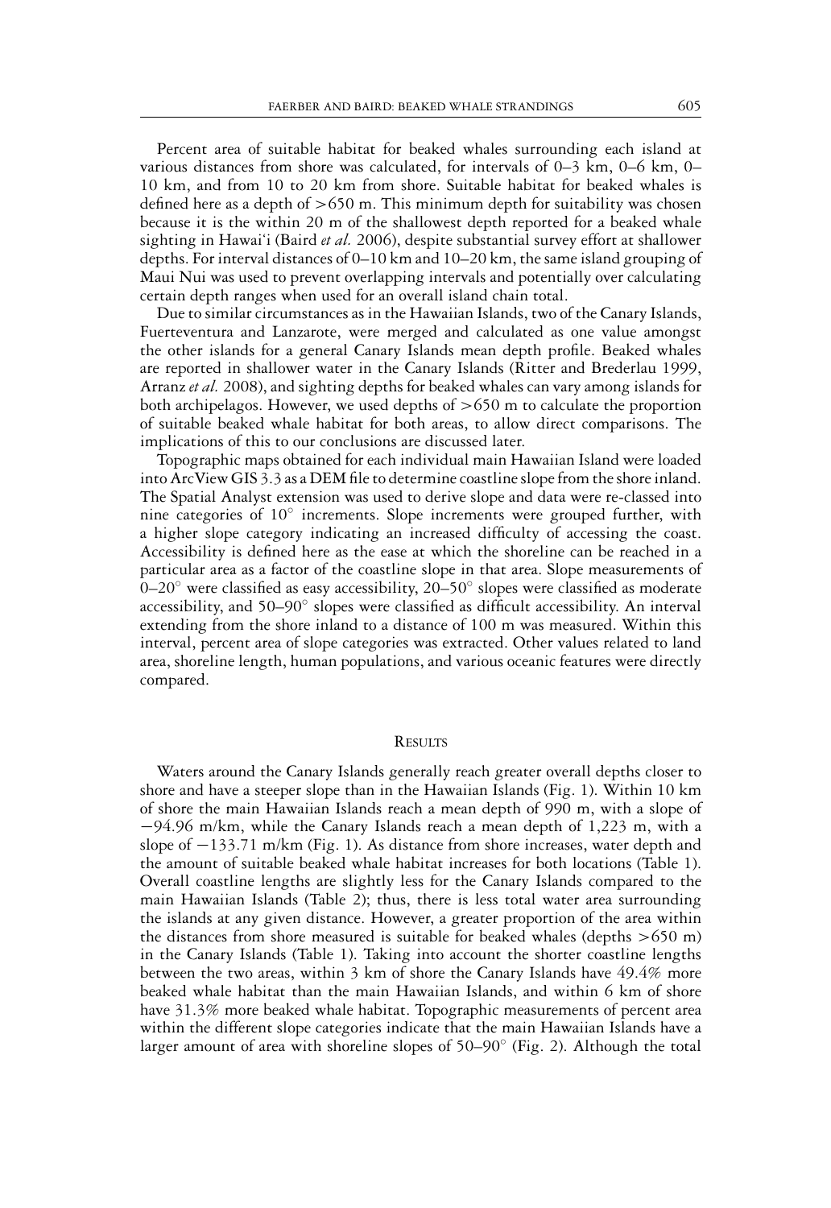Percent area of suitable habitat for beaked whales surrounding each island at various distances from shore was calculated, for intervals of 0–3 km, 0–6 km, 0–10 km, and from 10 to 20 km from shore. Suitable habitat for beaked whales is defined here as a depth of >650 m. This minimum depth for suitability was chosen because it is the within 20 m of the shallowest depth reported for a beaked whale sighting in Hawai'i (Baird *et al.* 2006), despite substantial survey effort at shallower depths. For interval distances of 0–10 km and 10–20 km, the same island grouping of Maui Nui was used to prevent overlapping intervals and potentially over calculating certain depth ranges when used for an overall island chain total.

Due to similar circumstances as in the Hawaiian Islands, two of the Canary Islands, Fuerteventura and Lanzarote, were merged and calculated as one value amongst the other islands for a general Canary Islands mean depth profile. Beaked whales are reported in shallower water in the Canary Islands (Ritter and Brederlau 1999, Arranz *et al.* 2008), and sighting depths for beaked whales can vary among islands for both archipelagos. However, we used depths of >650 m to calculate the proportion of suitable beaked whale habitat for both areas, to allow direct comparisons. The implications of this to our conclusions are discussed later.

Topographic maps obtained for each individual main Hawaiian Island were loaded into ArcView GIS 3.3 as a DEM file to determine coastline slope from the shore inland. The Spatial Analyst extension was used to derive slope and data were re-classed into nine categories of 10° increments. Slope increments were grouped further, with a higher slope category indicating an increased difficulty of accessing the coast. Accessibility is defined here as the ease at which the shoreline can be reached in a particular area as a factor of the coastline slope in that area. Slope measurements of 0–20° were classified as easy accessibility, 20–50° slopes were classified as moderate accessibility, and 50–90° slopes were classified as difficult accessibility. An interval extending from the shore inland to a distance of 100 m was measured. Within this interval, percent area of slope categories was extracted. Other values related to land area, shoreline length, human populations, and various oceanic features were directly compared.

## Results

Waters around the Canary Islands generally reach greater overall depths closer to shore and have a steeper slope than in the Hawaiian Islands (Fig. 1). Within 10 km of shore the main Hawaiian Islands reach a mean depth of 990 m, with a slope of −94.96 m/km, while the Canary Islands reach a mean depth of 1,223 m, with a slope of −133.71 m/km (Fig. 1). As distance from shore increases, water depth and the amount of suitable beaked whale habitat increases for both locations (Table 1). Overall coastline lengths are slightly less for the Canary Islands compared to the main Hawaiian Islands (Table 2); thus, there is less total water area surrounding the islands at any given distance. However, a greater proportion of the area within the distances from shore measured is suitable for beaked whales (depths >650 m) in the Canary Islands (Table 1). Taking into account the shorter coastline lengths between the two areas, within 3 km of shore the Canary Islands have 49.4% more beaked whale habitat than the main Hawaiian Islands, and within 6 km of shore have 31.3% more beaked whale habitat. Topographic measurements of percent area within the different slope categories indicate that the main Hawaiian Islands have a larger amount of area with shoreline slopes of 50–90° (Fig. 2). Although the total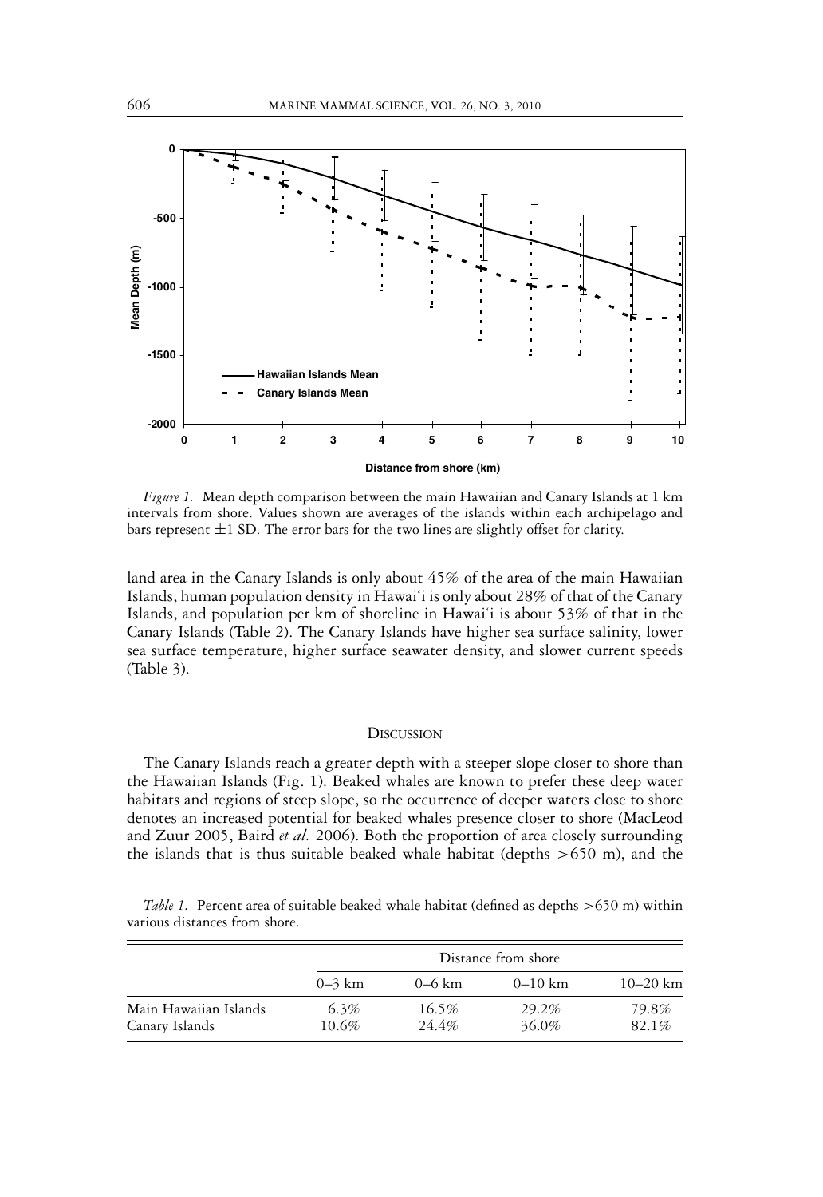*Figure 1.* Mean depth comparison between the main Hawaiian and Canary Islands at 1 km intervals from shore. Values shown are averages of the islands within each archipelago and bars represent ±1 SD. The error bars for the two lines are slightly offset for clarity.

land area in the Canary Islands is only about 45% of the area of the main Hawaiian Islands, human population density in Hawai'i is only about 28% of that of the Canary Islands, and population per km of shoreline in Hawai'i is about 53% of that in the Canary Islands (Table 2). The Canary Islands have higher sea surface salinity, lower sea surface temperature, higher surface seawater density, and slower current speeds (Table 3).

## Discussion

The Canary Islands reach a greater depth with a steeper slope closer to shore than the Hawaiian Islands (Fig. 1). Beaked whales are known to prefer these deep water habitats and regions of steep slope, so the occurrence of deeper waters close to shore denotes an increased potential for beaked whales presence closer to shore (MacLeod and Zuur 2005, Baird *et al.* 2006). Both the proportion of area closely surrounding the islands that is thus suitable beaked whale habitat (depths >650 m), and the

*Table 1.* Percent area of suitable beaked whale habitat (defined as depths >650 m) within various distances from shore.

| | Distance from shore | | | |
|---|---|---|---|---|
| | 0–3 km | 0–6 km | 0–10 km | 10–20 km |
| Main Hawaiian Islands | 6.3% | 16.5% | 29.2% | 79.8% |
| Canary Islands | 10.6% | 24.4% | 36.0% | 82.1% |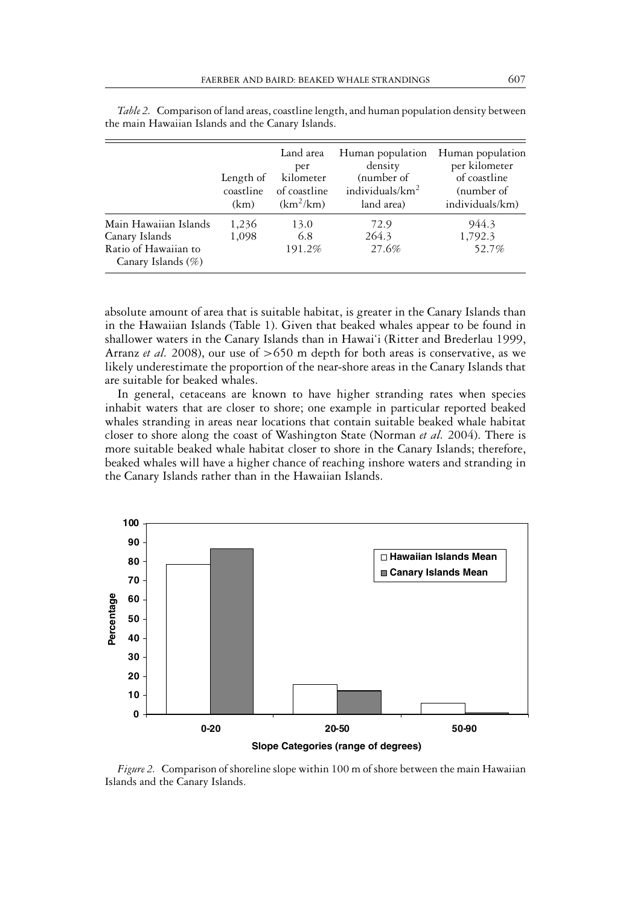*Table 2.* Comparison of land areas, coastline length, and human population density between the main Hawaiian Islands and the Canary Islands.

| | Length of coastline (km) | Land area per kilometer of coastline ($km^2$/km) | Human population density (number of individuals/$km^2$ land area) | Human population per kilometer of coastline (number of individuals/km) |
|---|---|---|---|---|
| Main Hawaiian Islands | 1,236 | 13.0 | 72.9 | 944.3 |
| Canary Islands | 1,098 | 6.8 | 264.3 | 1,792.3 |
| Ratio of Hawaiian to Canary Islands (%) | | 191.2% | 27.6% | 52.7% |

absolute amount of area that is suitable habitat, is greater in the Canary Islands than in the Hawaiian Islands (Table 1). Given that beaked whales appear to be found in shallower waters in the Canary Islands than in Hawai'i (Ritter and Brederlau 1999, Arranz *et al.* 2008), our use of >650 m depth for both areas is conservative, as we likely underestimate the proportion of the near-shore areas in the Canary Islands that are suitable for beaked whales.

In general, cetaceans are known to have higher stranding rates when species inhabit waters that are closer to shore; one example in particular reported beaked whales stranding in areas near locations that contain suitable beaked whale habitat closer to shore along the coast of Washington State (Norman *et al.* 2004). There is more suitable beaked whale habitat closer to shore in the Canary Islands; therefore, beaked whales will have a higher chance of reaching inshore waters and stranding in the Canary Islands rather than in the Hawaiian Islands.

*Figure 2.* Comparison of shoreline slope within 100 m of shore between the main Hawaiian Islands and the Canary Islands.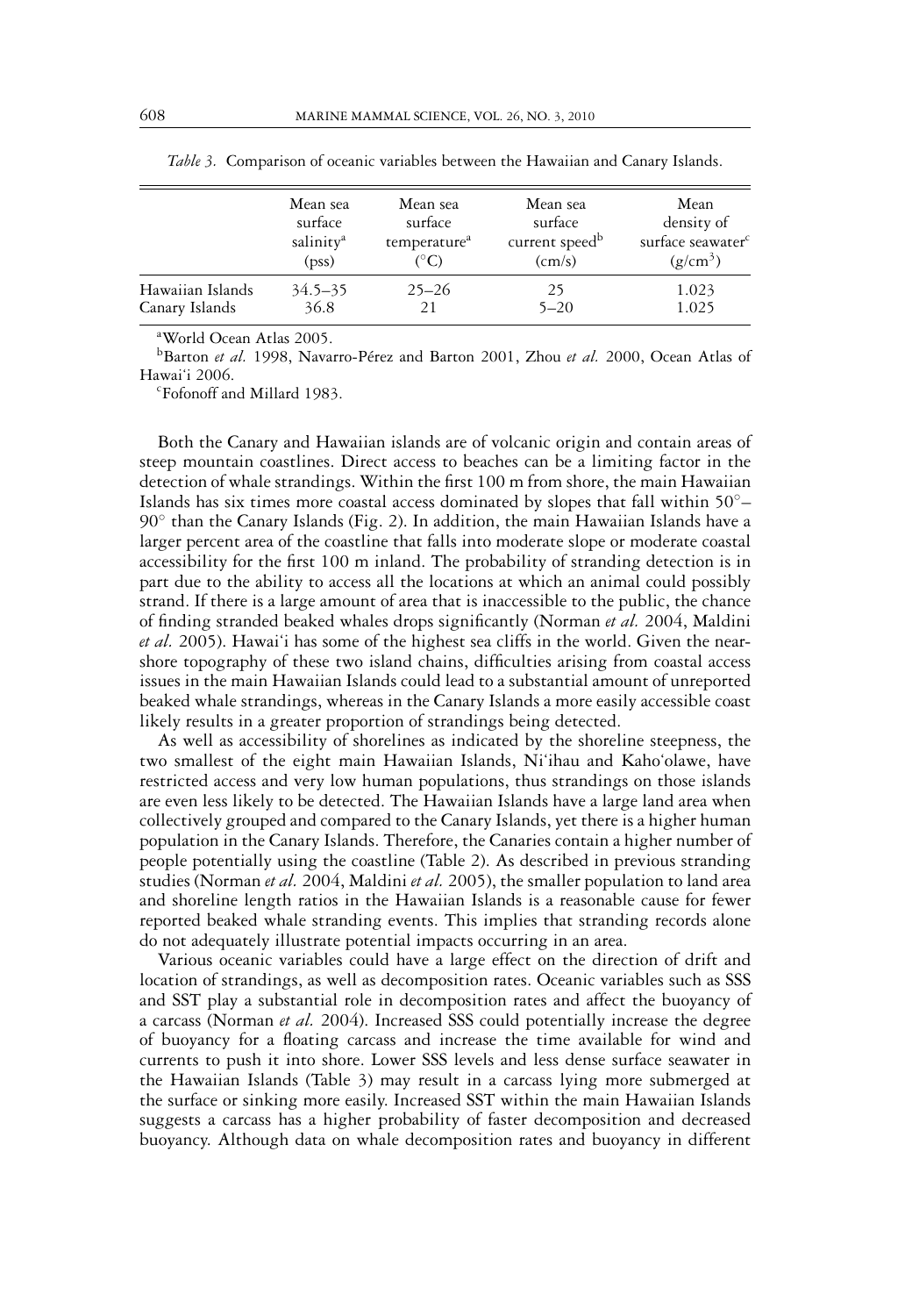*Table 3.* Comparison of oceanic variables between the Hawaiian and Canary Islands.

| | Mean sea surface salinity[a] (pss) | Mean sea surface temperature[a] (°C) | Mean sea surface current speed[b] (cm/s) | Mean density of surface seawater[c] (g/cm$^3$) |
|---|---|---|---|---|
| Hawaiian Islands | 34.5–35 | 25–26 | 25 | 1.023 |
| Canary Islands | 36.8 | 21 | 5–20 | 1.025 |

[a]World Ocean Atlas 2005.

[b]Barton *et al.* 1998, Navarro-Pérez and Barton 2001, Zhou *et al.* 2000, Ocean Atlas of Hawai'i 2006.

[c]Fofonoff and Millard 1983.

Both the Canary and Hawaiian islands are of volcanic origin and contain areas of steep mountain coastlines. Direct access to beaches can be a limiting factor in the detection of whale strandings. Within the first 100 m from shore, the main Hawaiian Islands has six times more coastal access dominated by slopes that fall within 50°–90° than the Canary Islands (Fig. 2). In addition, the main Hawaiian Islands have a larger percent area of the coastline that falls into moderate slope or moderate coastal accessibility for the first 100 m inland. The probability of stranding detection is in part due to the ability to access all the locations at which an animal could possibly strand. If there is a large amount of area that is inaccessible to the public, the chance of finding stranded beaked whales drops significantly (Norman *et al.* 2004, Maldini *et al.* 2005). Hawai'i has some of the highest sea cliffs in the world. Given the near-shore topography of these two island chains, difficulties arising from coastal access issues in the main Hawaiian Islands could lead to a substantial amount of unreported beaked whale strandings, whereas in the Canary Islands a more easily accessible coast likely results in a greater proportion of strandings being detected.

As well as accessibility of shorelines as indicated by the shoreline steepness, the two smallest of the eight main Hawaiian Islands, Ni'ihau and Kaho'olawe, have restricted access and very low human populations, thus strandings on those islands are even less likely to be detected. The Hawaiian Islands have a large land area when collectively grouped and compared to the Canary Islands, yet there is a higher human population in the Canary Islands. Therefore, the Canaries contain a higher number of people potentially using the coastline (Table 2). As described in previous stranding studies (Norman *et al.* 2004, Maldini *et al.* 2005), the smaller population to land area and shoreline length ratios in the Hawaiian Islands is a reasonable cause for fewer reported beaked whale stranding events. This implies that stranding records alone do not adequately illustrate potential impacts occurring in an area.

Various oceanic variables could have a large effect on the direction of drift and location of strandings, as well as decomposition rates. Oceanic variables such as SSS and SST play a substantial role in decomposition rates and affect the buoyancy of a carcass (Norman *et al.* 2004). Increased SSS could potentially increase the degree of buoyancy for a floating carcass and increase the time available for wind and currents to push it into shore. Lower SSS levels and less dense surface seawater in the Hawaiian Islands (Table 3) may result in a carcass lying more submerged at the surface or sinking more easily. Increased SST within the main Hawaiian Islands suggests a carcass has a higher probability of faster decomposition and decreased buoyancy. Although data on whale decomposition rates and buoyancy in different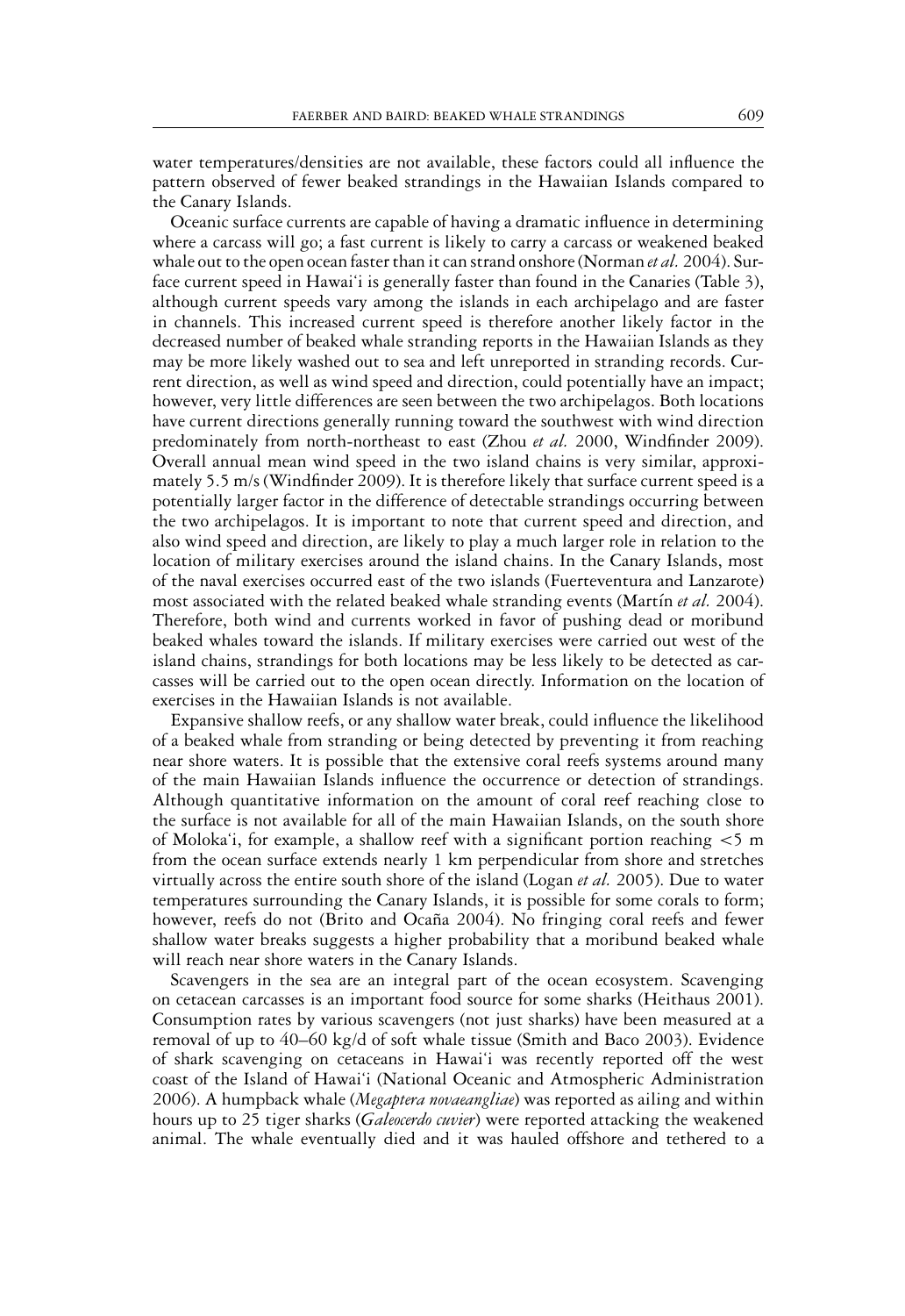water temperatures/densities are not available, these factors could all influence the pattern observed of fewer beaked strandings in the Hawaiian Islands compared to the Canary Islands.

Oceanic surface currents are capable of having a dramatic influence in determining where a carcass will go; a fast current is likely to carry a carcass or weakened beaked whale out to the open ocean faster than it can strand onshore (Norman *et al.* 2004). Surface current speed in Hawai'i is generally faster than found in the Canaries (Table 3), although current speeds vary among the islands in each archipelago and are faster in channels. This increased current speed is therefore another likely factor in the decreased number of beaked whale stranding reports in the Hawaiian Islands as they may be more likely washed out to sea and left unreported in stranding records. Current direction, as well as wind speed and direction, could potentially have an impact; however, very little differences are seen between the two archipelagos. Both locations have current directions generally running toward the southwest with wind direction predominately from north-northeast to east (Zhou *et al.* 2000, Windfinder 2009). Overall annual mean wind speed in the two island chains is very similar, approximately 5.5 m/s (Windfinder 2009). It is therefore likely that surface current speed is a potentially larger factor in the difference of detectable strandings occurring between the two archipelagos. It is important to note that current speed and direction, and also wind speed and direction, are likely to play a much larger role in relation to the location of military exercises around the island chains. In the Canary Islands, most of the naval exercises occurred east of the two islands (Fuerteventura and Lanzarote) most associated with the related beaked whale stranding events (Martín *et al.* 2004). Therefore, both wind and currents worked in favor of pushing dead or moribund beaked whales toward the islands. If military exercises were carried out west of the island chains, strandings for both locations may be less likely to be detected as carcasses will be carried out to the open ocean directly. Information on the location of exercises in the Hawaiian Islands is not available.

Expansive shallow reefs, or any shallow water break, could influence the likelihood of a beaked whale from stranding or being detected by preventing it from reaching near shore waters. It is possible that the extensive coral reefs systems around many of the main Hawaiian Islands influence the occurrence or detection of strandings. Although quantitative information on the amount of coral reef reaching close to the surface is not available for all of the main Hawaiian Islands, on the south shore of Moloka'i, for example, a shallow reef with a significant portion reaching $<5$ m from the ocean surface extends nearly 1 km perpendicular from shore and stretches virtually across the entire south shore of the island (Logan *et al.* 2005). Due to water temperatures surrounding the Canary Islands, it is possible for some corals to form; however, reefs do not (Brito and Ocaña 2004). No fringing coral reefs and fewer shallow water breaks suggests a higher probability that a moribund beaked whale will reach near shore waters in the Canary Islands.

Scavengers in the sea are an integral part of the ocean ecosystem. Scavenging on cetacean carcasses is an important food source for some sharks (Heithaus 2001). Consumption rates by various scavengers (not just sharks) have been measured at a removal of up to 40–60 kg/d of soft whale tissue (Smith and Baco 2003). Evidence of shark scavenging on cetaceans in Hawai'i was recently reported off the west coast of the Island of Hawai'i (National Oceanic and Atmospheric Administration 2006). A humpback whale (*Megaptera novaeangliae*) was reported as ailing and within hours up to 25 tiger sharks (*Galeocerdo cuvier*) were reported attacking the weakened animal. The whale eventually died and it was hauled offshore and tethered to a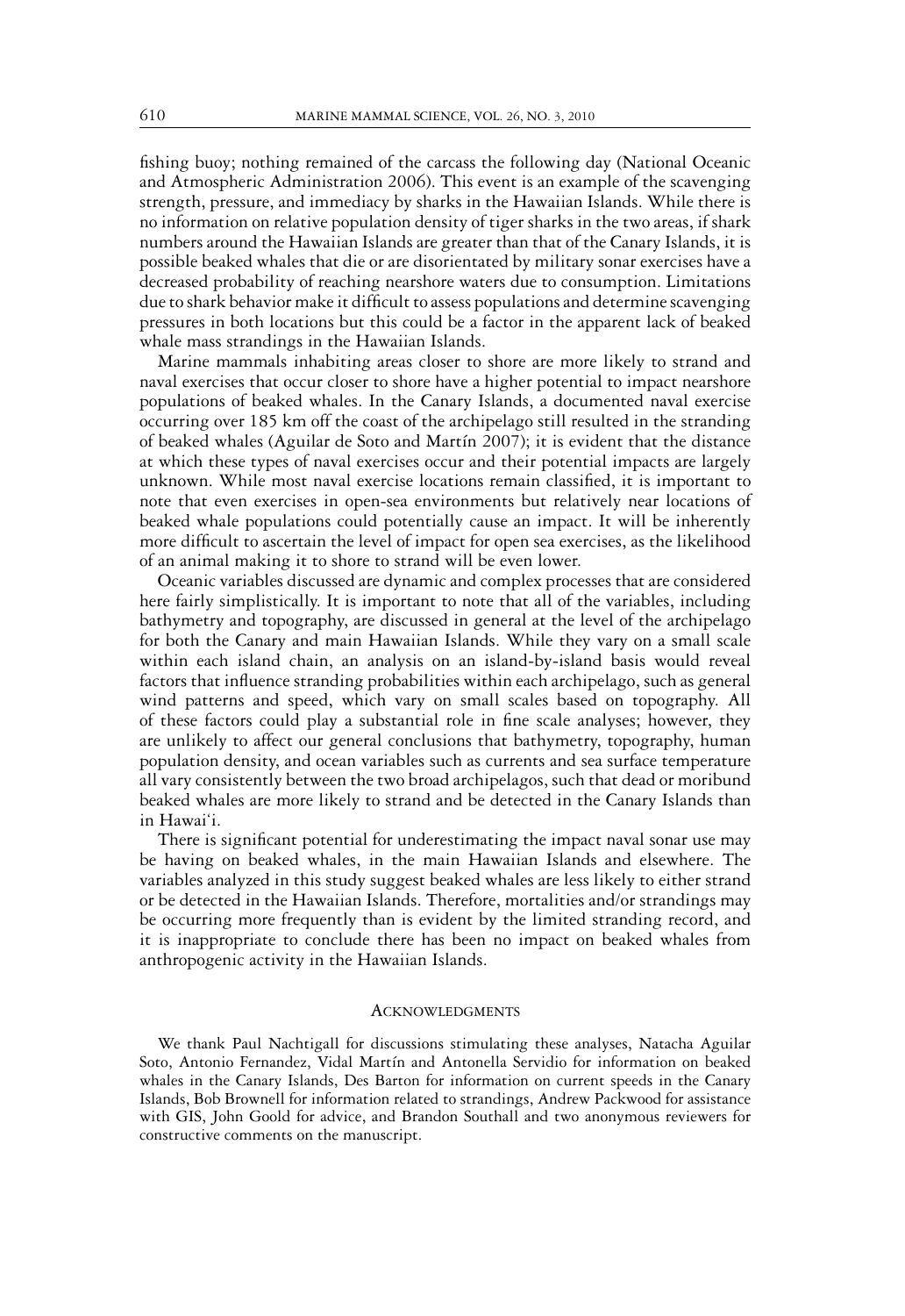fishing buoy; nothing remained of the carcass the following day (National Oceanic and Atmospheric Administration 2006). This event is an example of the scavenging strength, pressure, and immediacy by sharks in the Hawaiian Islands. While there is no information on relative population density of tiger sharks in the two areas, if shark numbers around the Hawaiian Islands are greater than that of the Canary Islands, it is possible beaked whales that die or are disorientated by military sonar exercises have a decreased probability of reaching nearshore waters due to consumption. Limitations due to shark behavior make it difficult to assess populations and determine scavenging pressures in both locations but this could be a factor in the apparent lack of beaked whale mass strandings in the Hawaiian Islands.

Marine mammals inhabiting areas closer to shore are more likely to strand and naval exercises that occur closer to shore have a higher potential to impact nearshore populations of beaked whales. In the Canary Islands, a documented naval exercise occurring over 185 km off the coast of the archipelago still resulted in the stranding of beaked whales (Aguilar de Soto and Martín 2007); it is evident that the distance at which these types of naval exercises occur and their potential impacts are largely unknown. While most naval exercise locations remain classified, it is important to note that even exercises in open-sea environments but relatively near locations of beaked whale populations could potentially cause an impact. It will be inherently more difficult to ascertain the level of impact for open sea exercises, as the likelihood of an animal making it to shore to strand will be even lower.

Oceanic variables discussed are dynamic and complex processes that are considered here fairly simplistically. It is important to note that all of the variables, including bathymetry and topography, are discussed in general at the level of the archipelago for both the Canary and main Hawaiian Islands. While they vary on a small scale within each island chain, an analysis on an island-by-island basis would reveal factors that influence stranding probabilities within each archipelago, such as general wind patterns and speed, which vary on small scales based on topography. All of these factors could play a substantial role in fine scale analyses; however, they are unlikely to affect our general conclusions that bathymetry, topography, human population density, and ocean variables such as currents and sea surface temperature all vary consistently between the two broad archipelagos, such that dead or moribund beaked whales are more likely to strand and be detected in the Canary Islands than in Hawai'i.

There is significant potential for underestimating the impact naval sonar use may be having on beaked whales, in the main Hawaiian Islands and elsewhere. The variables analyzed in this study suggest beaked whales are less likely to either strand or be detected in the Hawaiian Islands. Therefore, mortalities and/or strandings may be occurring more frequently than is evident by the limited stranding record, and it is inappropriate to conclude there has been no impact on beaked whales from anthropogenic activity in the Hawaiian Islands.

## Acknowledgments

We thank Paul Nachtigall for discussions stimulating these analyses, Natacha Aguilar Soto, Antonio Fernandez, Vidal Martín and Antonella Servidio for information on beaked whales in the Canary Islands, Des Barton for information on current speeds in the Canary Islands, Bob Brownell for information related to strandings, Andrew Packwood for assistance with GIS, John Goold for advice, and Brandon Southall and two anonymous reviewers for constructive comments on the manuscript.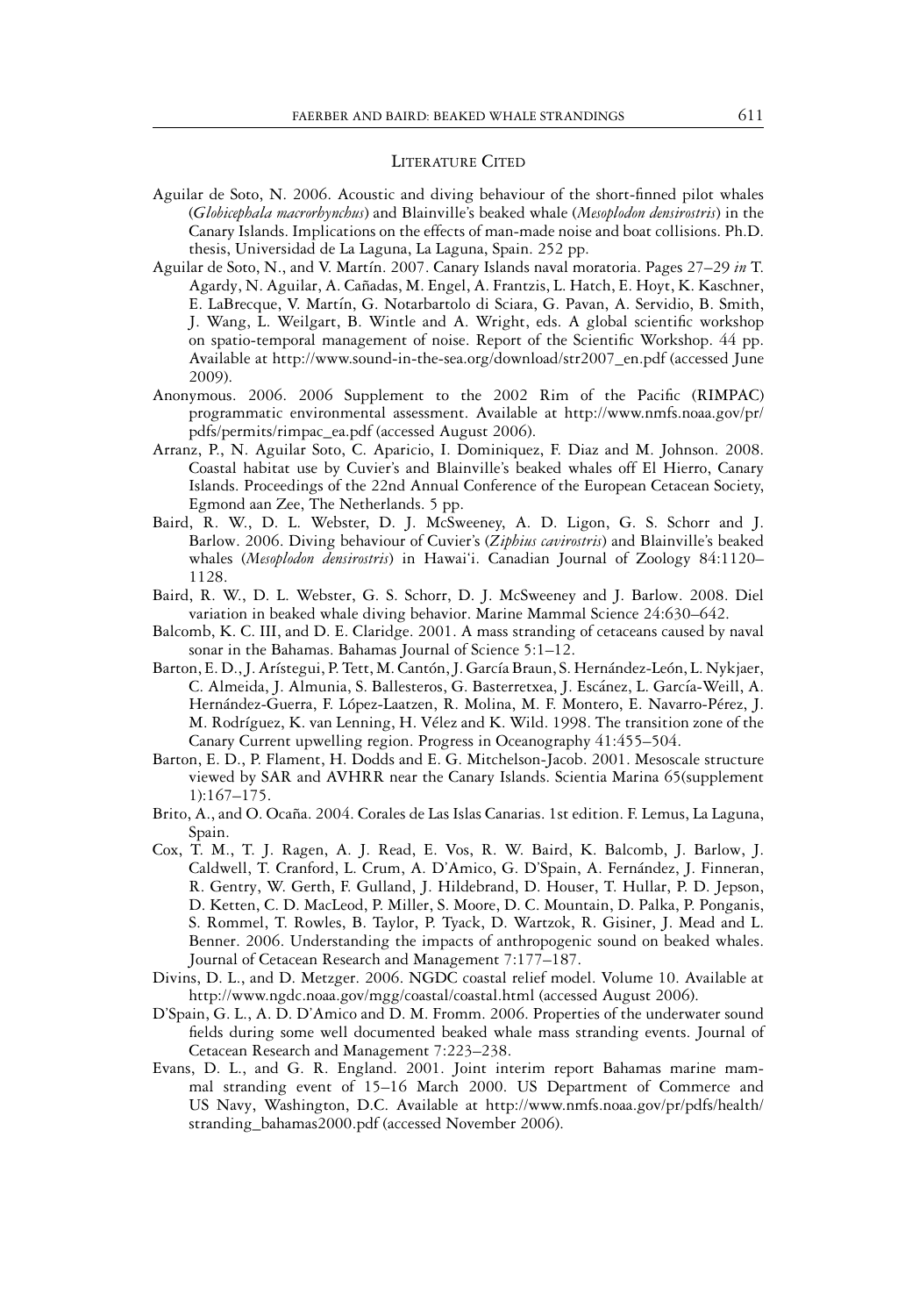## Literature Cited

Aguilar de Soto, N. 2006. Acoustic and diving behaviour of the short-finned pilot whales (*Globicephala macrorhynchus*) and Blainville's beaked whale (*Mesoplodon densirostris*) in the Canary Islands. Implications on the effects of man-made noise and boat collisions. Ph.D. thesis, Universidad de La Laguna, La Laguna, Spain. 252 pp.

Aguilar de Soto, N., and V. Martín. 2007. Canary Islands naval moratoria. Pages 27–29 *in* T. Agardy, N. Aguilar, A. Cañadas, M. Engel, A. Frantzis, L. Hatch, E. Hoyt, K. Kaschner, E. LaBrecque, V. Martín, G. Notarbartolo di Sciara, G. Pavan, A. Servidio, B. Smith, J. Wang, L. Weilgart, B. Wintle and A. Wright, eds. A global scientific workshop on spatio-temporal management of noise. Report of the Scientific Workshop. 44 pp. Available at http://www.sound-in-the-sea.org/download/str2007_en.pdf (accessed June 2009).

Anonymous. 2006. 2006 Supplement to the 2002 Rim of the Pacific (RIMPAC) programmatic environmental assessment. Available at http://www.nmfs.noaa.gov/pr/pdfs/permits/rimpac_ea.pdf (accessed August 2006).

Arranz, P., N. Aguilar Soto, C. Aparicio, I. Dominiquez, F. Diaz and M. Johnson. 2008. Coastal habitat use by Cuvier's and Blainville's beaked whales off El Hierro, Canary Islands. Proceedings of the 22nd Annual Conference of the European Cetacean Society, Egmond aan Zee, The Netherlands. 5 pp.

Baird, R. W., D. L. Webster, D. J. McSweeney, A. D. Ligon, G. S. Schorr and J. Barlow. 2006. Diving behaviour of Cuvier's (*Ziphius cavirostris*) and Blainville's beaked whales (*Mesoplodon densirostris*) in Hawai'i. Canadian Journal of Zoology 84:1120–1128.

Baird, R. W., D. L. Webster, G. S. Schorr, D. J. McSweeney and J. Barlow. 2008. Diel variation in beaked whale diving behavior. Marine Mammal Science 24:630–642.

Balcomb, K. C. III, and D. E. Claridge. 2001. A mass stranding of cetaceans caused by naval sonar in the Bahamas. Bahamas Journal of Science 5:1–12.

Barton, E. D., J. Arístegui, P. Tett, M. Cantón, J. García Braun, S. Hernández-León, L. Nykjaer, C. Almeida, J. Almunia, S. Ballesteros, G. Basterretxea, J. Escánez, L. García-Weill, A. Hernández-Guerra, F. López-Laatzen, R. Molina, M. F. Montero, E. Navarro-Pérez, J. M. Rodríguez, K. van Lenning, H. Vélez and K. Wild. 1998. The transition zone of the Canary Current upwelling region. Progress in Oceanography 41:455–504.

Barton, E. D., P. Flament, H. Dodds and E. G. Mitchelson-Jacob. 2001. Mesoscale structure viewed by SAR and AVHRR near the Canary Islands. Scientia Marina 65(supplement 1):167–175.

Brito, A., and O. Ocaña. 2004. Corales de Las Islas Canarias. 1st edition. F. Lemus, La Laguna, Spain.

Cox, T. M., T. J. Ragen, A. J. Read, E. Vos, R. W. Baird, K. Balcomb, J. Barlow, J. Caldwell, T. Cranford, L. Crum, A. D'Amico, G. D'Spain, A. Fernández, J. Finneran, R. Gentry, W. Gerth, F. Gulland, J. Hildebrand, D. Houser, T. Hullar, P. D. Jepson, D. Ketten, C. D. MacLeod, P. Miller, S. Moore, D. C. Mountain, D. Palka, P. Ponganis, S. Rommel, T. Rowles, B. Taylor, P. Tyack, D. Wartzok, R. Gisiner, J. Mead and L. Benner. 2006. Understanding the impacts of anthropogenic sound on beaked whales. Journal of Cetacean Research and Management 7:177–187.

Divins, D. L., and D. Metzger. 2006. NGDC coastal relief model. Volume 10. Available at http://www.ngdc.noaa.gov/mgg/coastal/coastal.html (accessed August 2006).

D'Spain, G. L., A. D. D'Amico and D. M. Fromm. 2006. Properties of the underwater sound fields during some well documented beaked whale mass stranding events. Journal of Cetacean Research and Management 7:223–238.

Evans, D. L., and G. R. England. 2001. Joint interim report Bahamas marine mammal stranding event of 15–16 March 2000. US Department of Commerce and US Navy, Washington, D.C. Available at http://www.nmfs.noaa.gov/pr/pdfs/health/stranding_bahamas2000.pdf (accessed November 2006).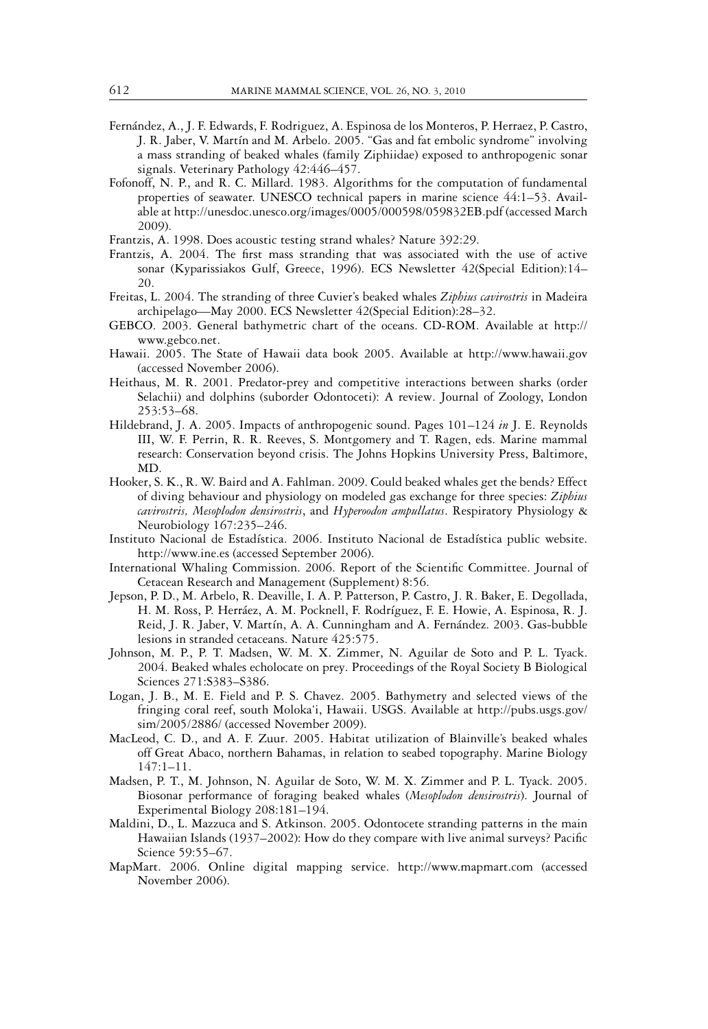Fernández, A., J. F. Edwards, F. Rodriguez, A. Espinosa de los Monteros, P. Herraez, P. Castro, J. R. Jaber, V. Martín and M. Arbelo. 2005. "Gas and fat embolic syndrome" involving a mass stranding of beaked whales (family Ziphiidae) exposed to anthropogenic sonar signals. Veterinary Pathology 42:446–457.

Fofonoff, N. P., and R. C. Millard. 1983. Algorithms for the computation of fundamental properties of seawater. UNESCO technical papers in marine science 44:1–53. Available at http://unesdoc.unesco.org/images/0005/000598/059832EB.pdf (accessed March 2009).

Frantzis, A. 1998. Does acoustic testing strand whales? Nature 392:29.

Frantzis, A. 2004. The first mass stranding that was associated with the use of active sonar (Kyparissiakos Gulf, Greece, 1996). ECS Newsletter 42(Special Edition):14–20.

Freitas, L. 2004. The stranding of three Cuvier's beaked whales *Ziphius cavirostris* in Madeira archipelago—May 2000. ECS Newsletter 42(Special Edition):28–32.

GEBCO. 2003. General bathymetric chart of the oceans. CD-ROM. Available at http://www.gebco.net.

Hawaii. 2005. The State of Hawaii data book 2005. Available at http://www.hawaii.gov (accessed November 2006).

Heithaus, M. R. 2001. Predator-prey and competitive interactions between sharks (order Selachii) and dolphins (suborder Odontoceti): A review. Journal of Zoology, London 253:53–68.

Hildebrand, J. A. 2005. Impacts of anthropogenic sound. Pages 101–124 *in* J. E. Reynolds III, W. F. Perrin, R. R. Reeves, S. Montgomery and T. Ragen, eds. Marine mammal research: Conservation beyond crisis. The Johns Hopkins University Press, Baltimore, MD.

Hooker, S. K., R. W. Baird and A. Fahlman. 2009. Could beaked whales get the bends? Effect of diving behaviour and physiology on modeled gas exchange for three species: *Ziphius cavirostris, Mesoplodon densirostris*, and *Hyperoodon ampullatus*. Respiratory Physiology & Neurobiology 167:235–246.

Instituto Nacional de Estadística. 2006. Instituto Nacional de Estadística public website. http://www.ine.es (accessed September 2006).

International Whaling Commission. 2006. Report of the Scientific Committee. Journal of Cetacean Research and Management (Supplement) 8:56.

Jepson, P. D., M. Arbelo, R. Deaville, I. A. P. Patterson, P. Castro, J. R. Baker, E. Degollada, H. M. Ross, P. Herráez, A. M. Pocknell, F. Rodríguez, F. E. Howie, A. Espinosa, R. J. Reid, J. R. Jaber, V. Martín, A. A. Cunningham and A. Fernández. 2003. Gas-bubble lesions in stranded cetaceans. Nature 425:575.

Johnson, M. P., P. T. Madsen, W. M. X. Zimmer, N. Aguilar de Soto and P. L. Tyack. 2004. Beaked whales echolocate on prey. Proceedings of the Royal Society B Biological Sciences 271:S383–S386.

Logan, J. B., M. E. Field and P. S. Chavez. 2005. Bathymetry and selected views of the fringing coral reef, south Moloka'i, Hawaii. USGS. Available at http://pubs.usgs.gov/sim/2005/2886/ (accessed November 2009).

MacLeod, C. D., and A. F. Zuur. 2005. Habitat utilization of Blainville's beaked whales off Great Abaco, northern Bahamas, in relation to seabed topography. Marine Biology 147:1–11.

Madsen, P. T., M. Johnson, N. Aguilar de Soto, W. M. X. Zimmer and P. L. Tyack. 2005. Biosonar performance of foraging beaked whales (*Mesoplodon densirostris*). Journal of Experimental Biology 208:181–194.

Maldini, D., L. Mazzuca and S. Atkinson. 2005. Odontocete stranding patterns in the main Hawaiian Islands (1937–2002): How do they compare with live animal surveys? Pacific Science 59:55–67.

MapMart. 2006. Online digital mapping service. http://www.mapmart.com (accessed November 2006).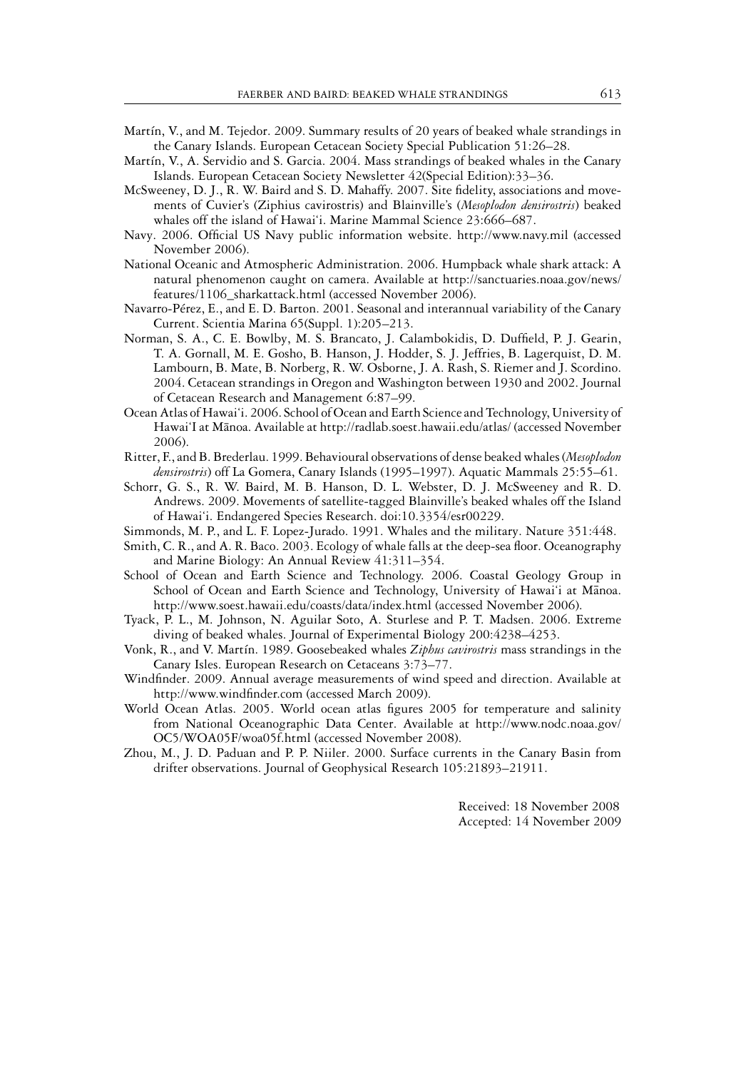Martín, V., and M. Tejedor. 2009. Summary results of 20 years of beaked whale strandings in the Canary Islands. European Cetacean Society Special Publication 51:26–28.

Martín, V., A. Servidio and S. Garcia. 2004. Mass strandings of beaked whales in the Canary Islands. European Cetacean Society Newsletter 42(Special Edition):33–36.

McSweeney, D. J., R. W. Baird and S. D. Mahaffy. 2007. Site fidelity, associations and movements of Cuvier's (Ziphius cavirostris) and Blainville's (*Mesoplodon densirostris*) beaked whales off the island of Hawai'i. Marine Mammal Science 23:666–687.

Navy. 2006. Official US Navy public information website. http://www.navy.mil (accessed November 2006).

National Oceanic and Atmospheric Administration. 2006. Humpback whale shark attack: A natural phenomenon caught on camera. Available at http://sanctuaries.noaa.gov/news/features/1106_sharkattack.html (accessed November 2006).

Navarro-Pérez, E., and E. D. Barton. 2001. Seasonal and interannual variability of the Canary Current. Scientia Marina 65(Suppl. 1):205–213.

Norman, S. A., C. E. Bowlby, M. S. Brancato, J. Calambokidis, D. Duffield, P. J. Gearin, T. A. Gornall, M. E. Gosho, B. Hanson, J. Hodder, S. J. Jeffries, B. Lagerquist, D. M. Lambourn, B. Mate, B. Norberg, R. W. Osborne, J. A. Rash, S. Riemer and J. Scordino. 2004. Cetacean strandings in Oregon and Washington between 1930 and 2002. Journal of Cetacean Research and Management 6:87–99.

Ocean Atlas of Hawai'i. 2006. School of Ocean and Earth Science and Technology, University of Hawai'I at Mānoa. Available at http://radlab.soest.hawaii.edu/atlas/ (accessed November 2006).

Ritter, F., and B. Brederlau. 1999. Behavioural observations of dense beaked whales (*Mesoplodon densirostris*) off La Gomera, Canary Islands (1995–1997). Aquatic Mammals 25:55–61.

Schorr, G. S., R. W. Baird, M. B. Hanson, D. L. Webster, D. J. McSweeney and R. D. Andrews. 2009. Movements of satellite-tagged Blainville's beaked whales off the Island of Hawai'i. Endangered Species Research. doi:10.3354/esr00229.

Simmonds, M. P., and L. F. Lopez-Jurado. 1991. Whales and the military. Nature 351:448.

Smith, C. R., and A. R. Baco. 2003. Ecology of whale falls at the deep-sea floor. Oceanography and Marine Biology: An Annual Review 41:311–354.

School of Ocean and Earth Science and Technology. 2006. Coastal Geology Group in School of Ocean and Earth Science and Technology, University of Hawai'i at Mānoa. http://www.soest.hawaii.edu/coasts/data/index.html (accessed November 2006).

Tyack, P. L., M. Johnson, N. Aguilar Soto, A. Sturlese and P. T. Madsen. 2006. Extreme diving of beaked whales. Journal of Experimental Biology 200:4238–4253.

Vonk, R., and V. Martín. 1989. Goosebeaked whales *Ziphus cavirostris* mass strandings in the Canary Isles. European Research on Cetaceans 3:73–77.

Windfinder. 2009. Annual average measurements of wind speed and direction. Available at http://www.windfinder.com (accessed March 2009).

World Ocean Atlas. 2005. World ocean atlas figures 2005 for temperature and salinity from National Oceanographic Data Center. Available at http://www.nodc.noaa.gov/OC5/WOA05F/woa05f.html (accessed November 2008).

Zhou, M., J. D. Paduan and P. P. Niiler. 2000. Surface currents in the Canary Basin from drifter observations. Journal of Geophysical Research 105:21893–21911.

Received: 18 November 2008
Accepted: 14 November 2009